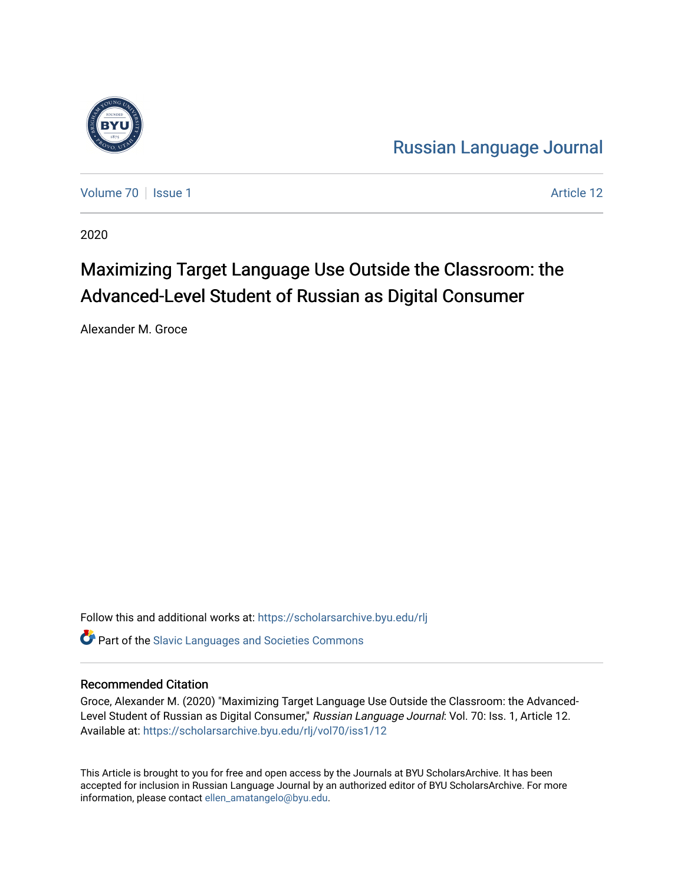Russian Language Journal

Volume 70 | Issue 1 | Article 12

2020

# Maximizing Target Language Use Outside the Classroom: the Advanced-Level Student of Russian as Digital Consumer

Alexander M. Groce

Follow this and additional works at: https://scholarsarchive.byu.edu/rlj

Part of the Slavic Languages and Societies Commons

## Recommended Citation

Groce, Alexander M. (2020) "Maximizing Target Language Use Outside the Classroom: the Advanced-Level Student of Russian as Digital Consumer," *Russian Language Journal*: Vol. 70: Iss. 1, Article 12. Available at: https://scholarsarchive.byu.edu/rlj/vol70/iss1/12

This Article is brought to you for free and open access by the Journals at BYU ScholarsArchive. It has been accepted for inclusion in Russian Language Journal by an authorized editor of BYU ScholarsArchive. For more information, please contact ellen_amatangelo@byu.edu.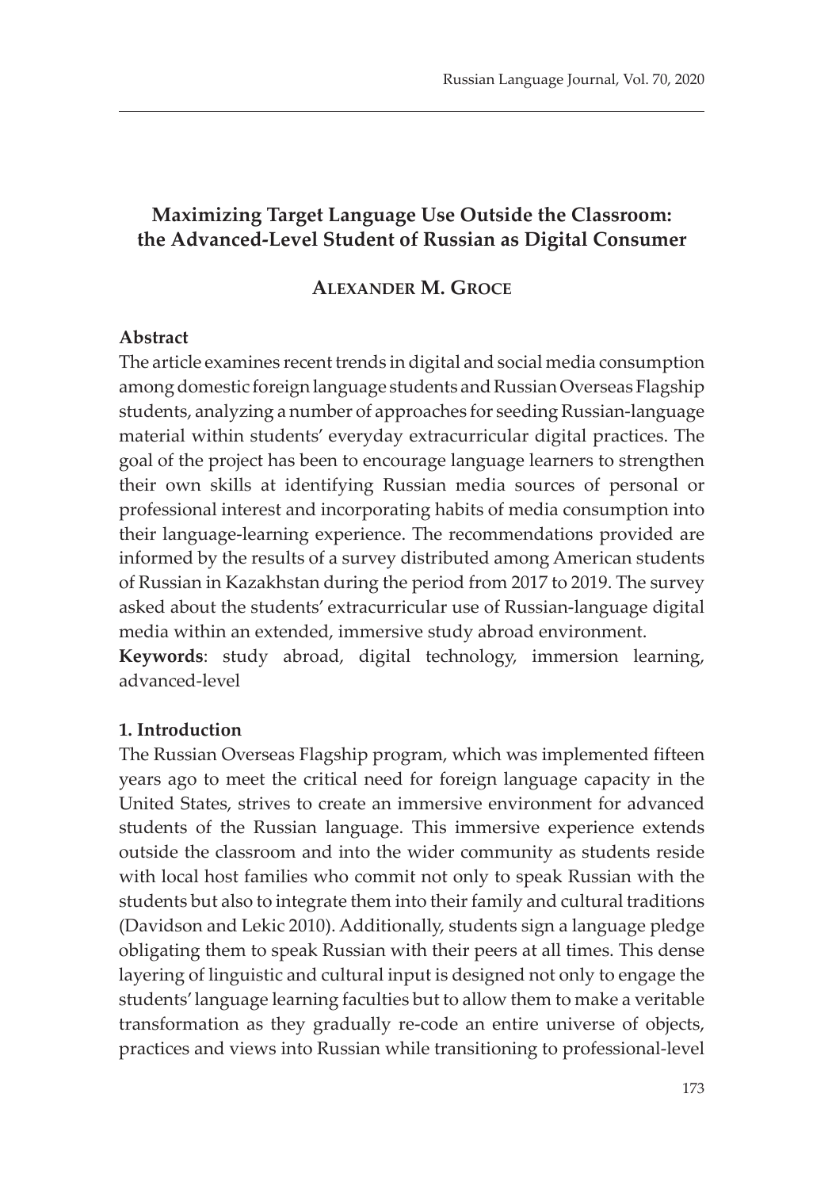# Maximizing Target Language Use Outside the Classroom: the Advanced-Level Student of Russian as Digital Consumer

**Alexander M. Groce**

## Abstract

The article examines recent trends in digital and social media consumption among domestic foreign language students and Russian Overseas Flagship students, analyzing a number of approaches for seeding Russian-language material within students' everyday extracurricular digital practices. The goal of the project has been to encourage language learners to strengthen their own skills at identifying Russian media sources of personal or professional interest and incorporating habits of media consumption into their language-learning experience. The recommendations provided are informed by the results of a survey distributed among American students of Russian in Kazakhstan during the period from 2017 to 2019. The survey asked about the students' extracurricular use of Russian-language digital media within an extended, immersive study abroad environment.

**Keywords**: study abroad, digital technology, immersion learning, advanced-level

## 1. Introduction

The Russian Overseas Flagship program, which was implemented fifteen years ago to meet the critical need for foreign language capacity in the United States, strives to create an immersive environment for advanced students of the Russian language. This immersive experience extends outside the classroom and into the wider community as students reside with local host families who commit not only to speak Russian with the students but also to integrate them into their family and cultural traditions (Davidson and Lekic 2010). Additionally, students sign a language pledge obligating them to speak Russian with their peers at all times. This dense layering of linguistic and cultural input is designed not only to engage the students' language learning faculties but to allow them to make a veritable transformation as they gradually re-code an entire universe of objects, practices and views into Russian while transitioning to professional-level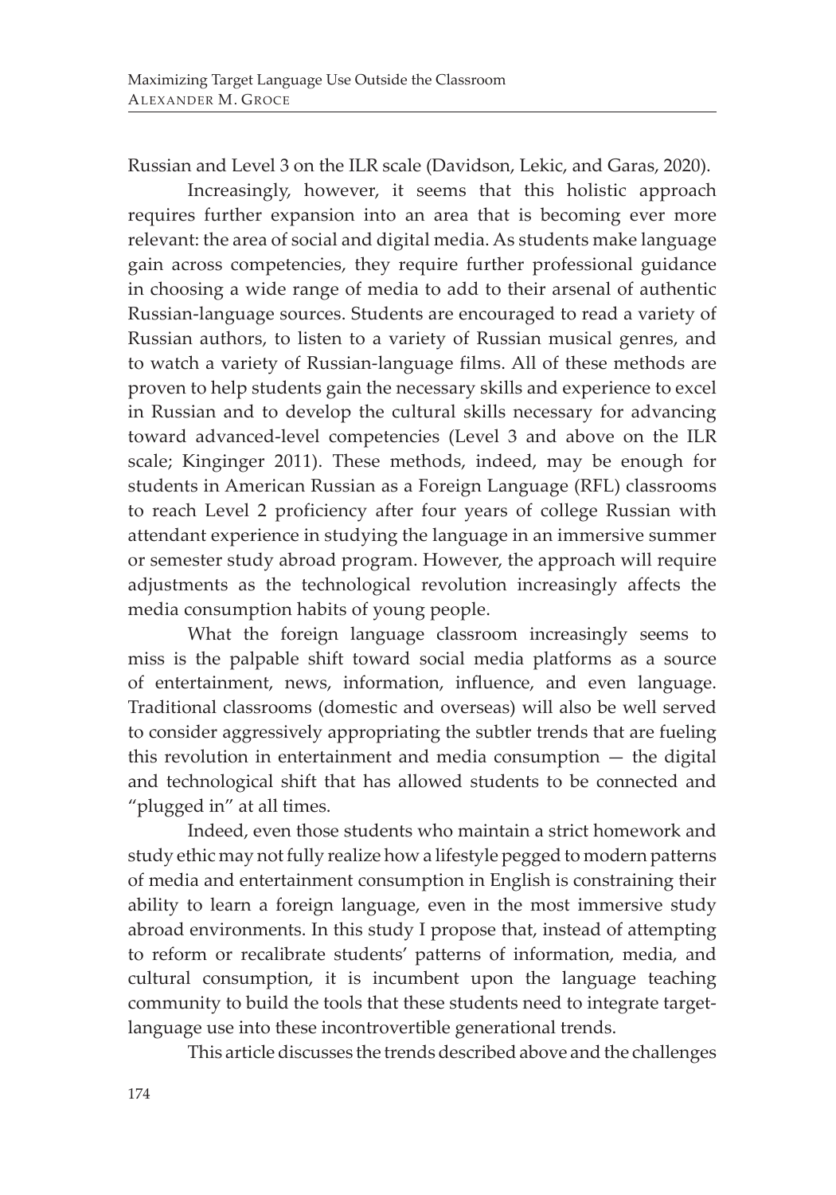Russian and Level 3 on the ILR scale (Davidson, Lekic, and Garas, 2020).

Increasingly, however, it seems that this holistic approach requires further expansion into an area that is becoming ever more relevant: the area of social and digital media. As students make language gain across competencies, they require further professional guidance in choosing a wide range of media to add to their arsenal of authentic Russian-language sources. Students are encouraged to read a variety of Russian authors, to listen to a variety of Russian musical genres, and to watch a variety of Russian-language films. All of these methods are proven to help students gain the necessary skills and experience to excel in Russian and to develop the cultural skills necessary for advancing toward advanced-level competencies (Level 3 and above on the ILR scale; Kinginger 2011). These methods, indeed, may be enough for students in American Russian as a Foreign Language (RFL) classrooms to reach Level 2 proficiency after four years of college Russian with attendant experience in studying the language in an immersive summer or semester study abroad program. However, the approach will require adjustments as the technological revolution increasingly affects the media consumption habits of young people.

What the foreign language classroom increasingly seems to miss is the palpable shift toward social media platforms as a source of entertainment, news, information, influence, and even language. Traditional classrooms (domestic and overseas) will also be well served to consider aggressively appropriating the subtler trends that are fueling this revolution in entertainment and media consumption — the digital and technological shift that has allowed students to be connected and "plugged in" at all times.

Indeed, even those students who maintain a strict homework and study ethic may not fully realize how a lifestyle pegged to modern patterns of media and entertainment consumption in English is constraining their ability to learn a foreign language, even in the most immersive study abroad environments. In this study I propose that, instead of attempting to reform or recalibrate students' patterns of information, media, and cultural consumption, it is incumbent upon the language teaching community to build the tools that these students need to integrate target-language use into these incontrovertible generational trends.

This article discusses the trends described above and the challenges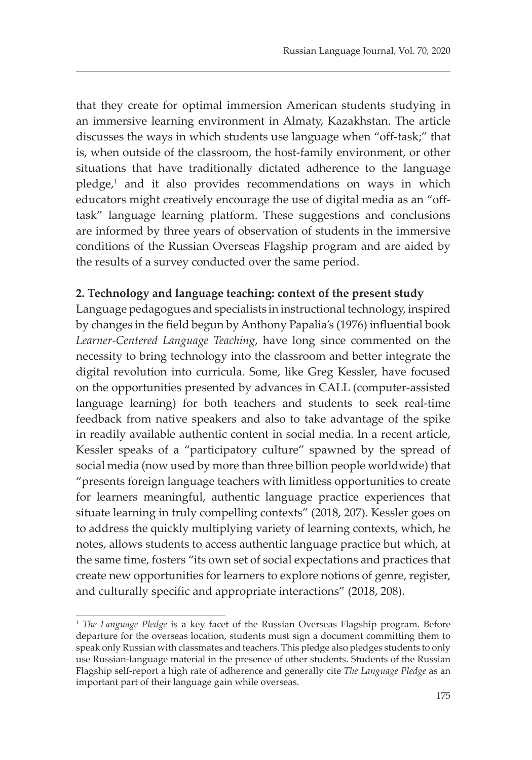that they create for optimal immersion American students studying in an immersive learning environment in Almaty, Kazakhstan. The article discusses the ways in which students use language when "off-task;" that is, when outside of the classroom, the host-family environment, or other situations that have traditionally dictated adherence to the language pledge,[1] and it also provides recommendations on ways in which educators might creatively encourage the use of digital media as an "off-task" language learning platform. These suggestions and conclusions are informed by three years of observation of students in the immersive conditions of the Russian Overseas Flagship program and are aided by the results of a survey conducted over the same period.

## 2. Technology and language teaching: context of the present study

Language pedagogues and specialists in instructional technology, inspired by changes in the field begun by Anthony Papalia's (1976) influential book *Learner-Centered Language Teaching*, have long since commented on the necessity to bring technology into the classroom and better integrate the digital revolution into curricula. Some, like Greg Kessler, have focused on the opportunities presented by advances in CALL (computer-assisted language learning) for both teachers and students to seek real-time feedback from native speakers and also to take advantage of the spike in readily available authentic content in social media. In a recent article, Kessler speaks of a "participatory culture" spawned by the spread of social media (now used by more than three billion people worldwide) that "presents foreign language teachers with limitless opportunities to create for learners meaningful, authentic language practice experiences that situate learning in truly compelling contexts" (2018, 207). Kessler goes on to address the quickly multiplying variety of learning contexts, which, he notes, allows students to access authentic language practice but which, at the same time, fosters "its own set of social expectations and practices that create new opportunities for learners to explore notions of genre, register, and culturally specific and appropriate interactions" (2018, 208).

[1] *The Language Pledge* is a key facet of the Russian Overseas Flagship program. Before departure for the overseas location, students must sign a document committing them to speak only Russian with classmates and teachers. This pledge also pledges students to only use Russian-language material in the presence of other students. Students of the Russian Flagship self-report a high rate of adherence and generally cite *The Language Pledge* as an important part of their language gain while overseas.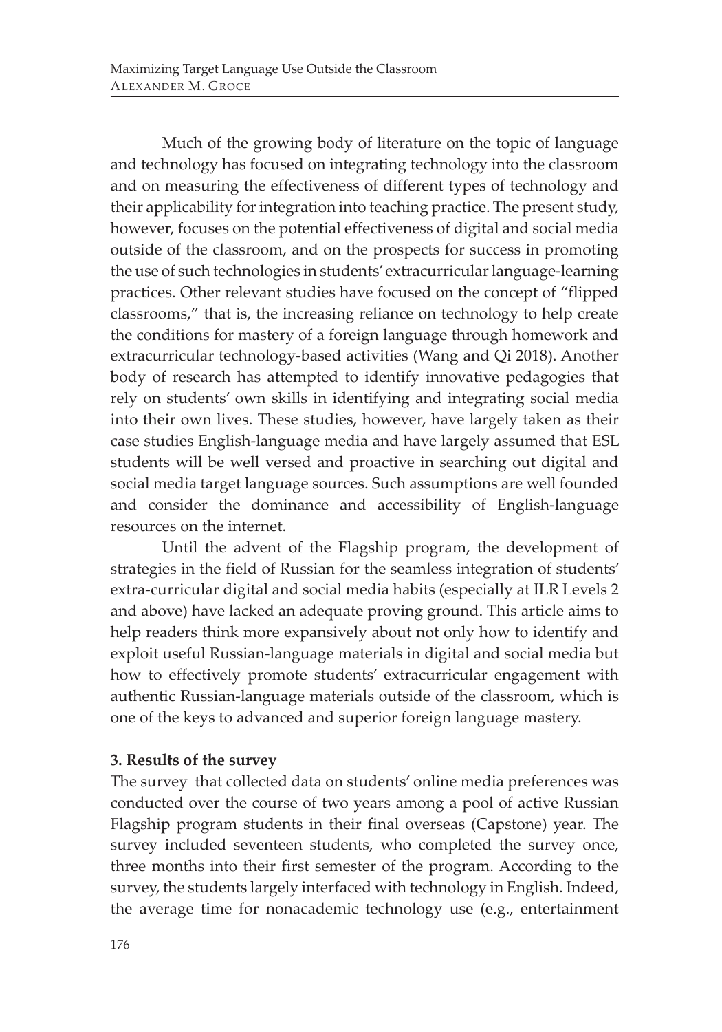Much of the growing body of literature on the topic of language and technology has focused on integrating technology into the classroom and on measuring the effectiveness of different types of technology and their applicability for integration into teaching practice. The present study, however, focuses on the potential effectiveness of digital and social media outside of the classroom, and on the prospects for success in promoting the use of such technologies in students' extracurricular language-learning practices. Other relevant studies have focused on the concept of "flipped classrooms," that is, the increasing reliance on technology to help create the conditions for mastery of a foreign language through homework and extracurricular technology-based activities (Wang and Qi 2018). Another body of research has attempted to identify innovative pedagogies that rely on students' own skills in identifying and integrating social media into their own lives. These studies, however, have largely taken as their case studies English-language media and have largely assumed that ESL students will be well versed and proactive in searching out digital and social media target language sources. Such assumptions are well founded and consider the dominance and accessibility of English-language resources on the internet.

Until the advent of the Flagship program, the development of strategies in the field of Russian for the seamless integration of students' extra-curricular digital and social media habits (especially at ILR Levels 2 and above) have lacked an adequate proving ground. This article aims to help readers think more expansively about not only how to identify and exploit useful Russian-language materials in digital and social media but how to effectively promote students' extracurricular engagement with authentic Russian-language materials outside of the classroom, which is one of the keys to advanced and superior foreign language mastery.

### 3. Results of the survey

The survey that collected data on students' online media preferences was conducted over the course of two years among a pool of active Russian Flagship program students in their final overseas (Capstone) year. The survey included seventeen students, who completed the survey once, three months into their first semester of the program. According to the survey, the students largely interfaced with technology in English. Indeed, the average time for nonacademic technology use (e.g., entertainment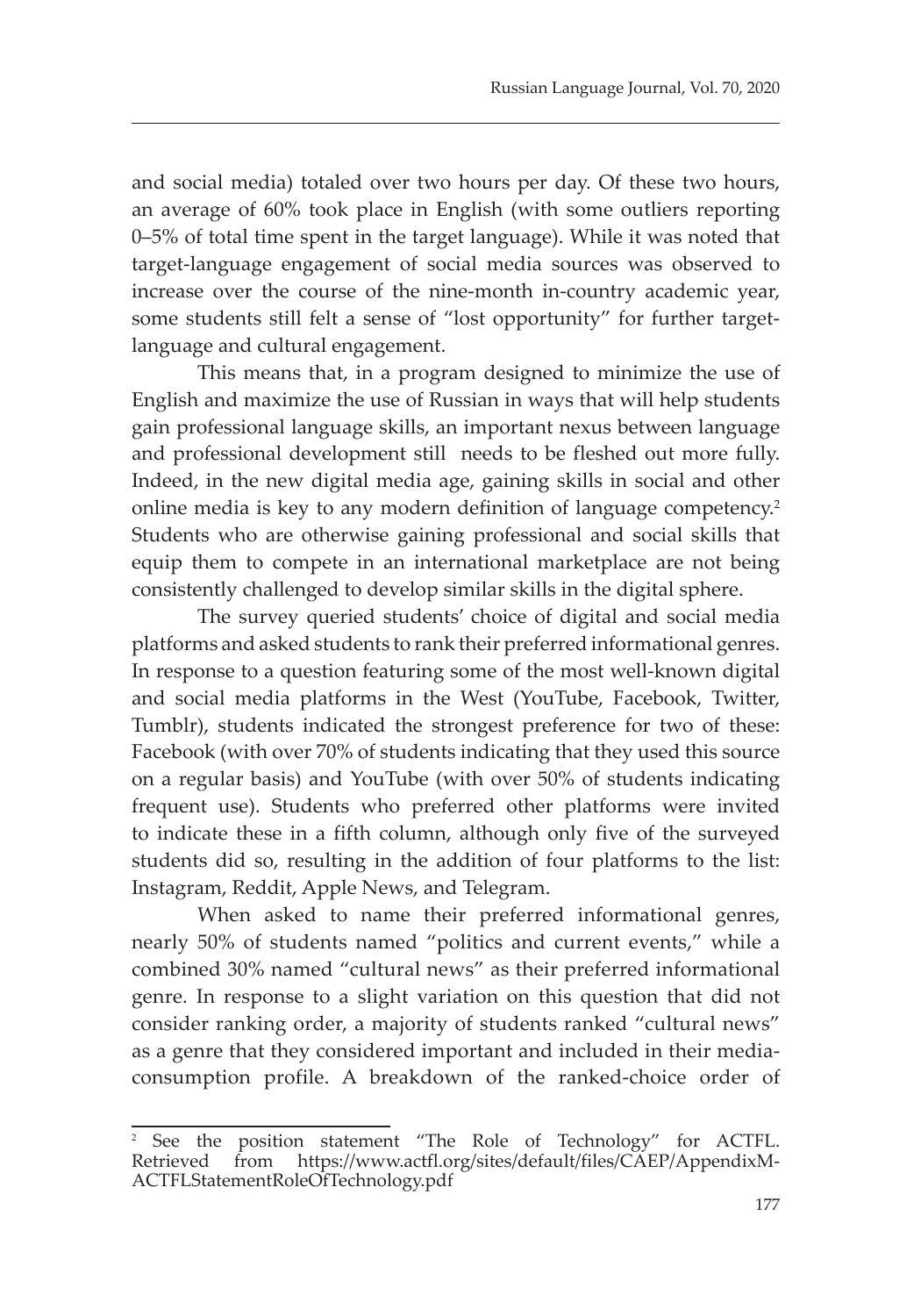and social media) totaled over two hours per day. Of these two hours, an average of 60% took place in English (with some outliers reporting 0–5% of total time spent in the target language). While it was noted that target-language engagement of social media sources was observed to increase over the course of the nine-month in-country academic year, some students still felt a sense of "lost opportunity" for further target-language and cultural engagement.

This means that, in a program designed to minimize the use of English and maximize the use of Russian in ways that will help students gain professional language skills, an important nexus between language and professional development still needs to be fleshed out more fully. Indeed, in the new digital media age, gaining skills in social and other online media is key to any modern definition of language competency.[2] Students who are otherwise gaining professional and social skills that equip them to compete in an international marketplace are not being consistently challenged to develop similar skills in the digital sphere.

The survey queried students' choice of digital and social media platforms and asked students to rank their preferred informational genres. In response to a question featuring some of the most well-known digital and social media platforms in the West (YouTube, Facebook, Twitter, Tumblr), students indicated the strongest preference for two of these: Facebook (with over 70% of students indicating that they used this source on a regular basis) and YouTube (with over 50% of students indicating frequent use). Students who preferred other platforms were invited to indicate these in a fifth column, although only five of the surveyed students did so, resulting in the addition of four platforms to the list: Instagram, Reddit, Apple News, and Telegram.

When asked to name their preferred informational genres, nearly 50% of students named "politics and current events," while a combined 30% named "cultural news" as their preferred informational genre. In response to a slight variation on this question that did not consider ranking order, a majority of students ranked "cultural news" as a genre that they considered important and included in their media-consumption profile. A breakdown of the ranked-choice order of

---

[2] See the position statement "The Role of Technology" for ACTFL. Retrieved from https://www.actfl.org/sites/default/files/CAEP/AppendixM-ACTFLStatementRoleOfTechnology.pdf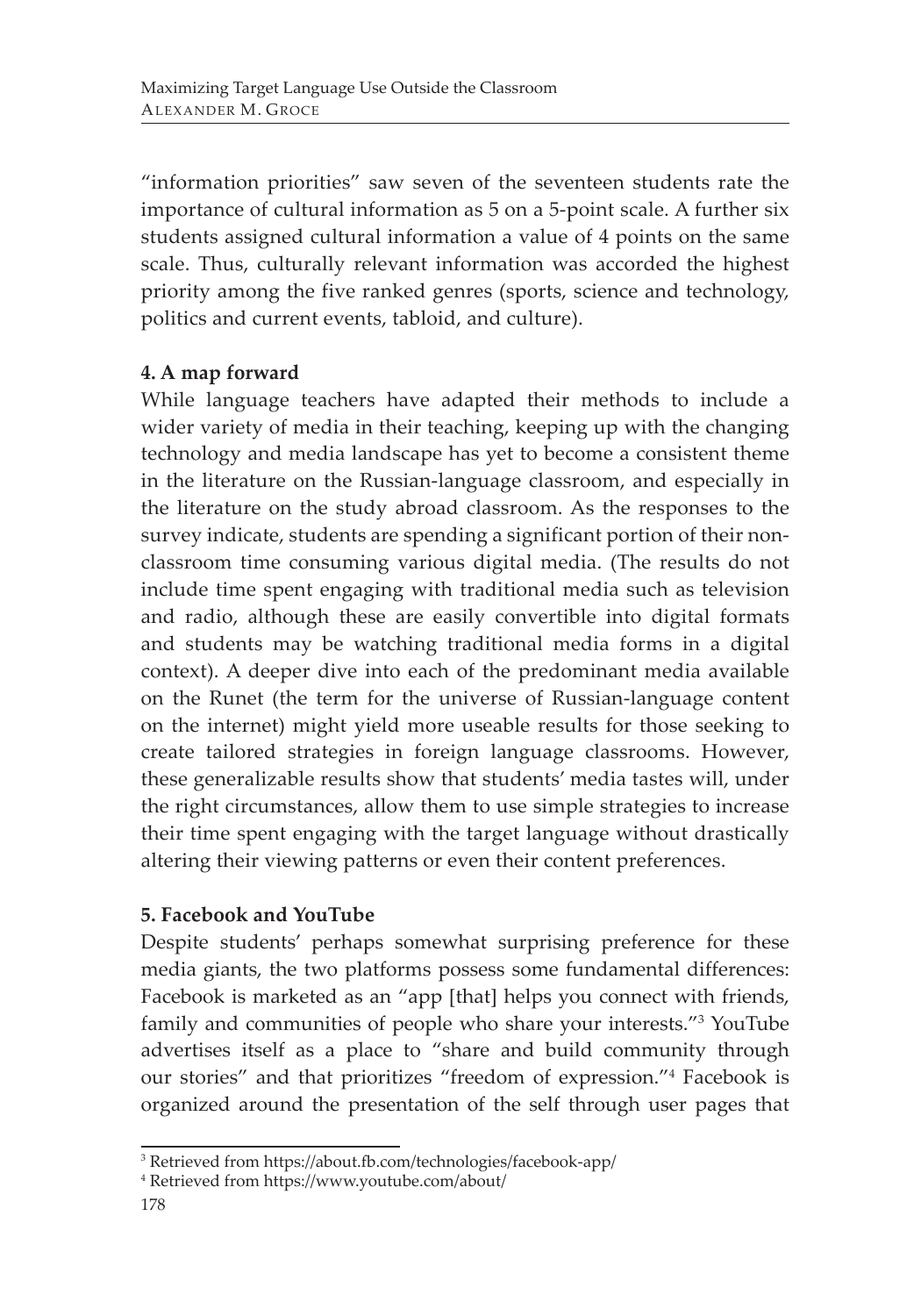"information priorities" saw seven of the seventeen students rate the importance of cultural information as 5 on a 5-point scale. A further six students assigned cultural information a value of 4 points on the same scale. Thus, culturally relevant information was accorded the highest priority among the five ranked genres (sports, science and technology, politics and current events, tabloid, and culture).

## 4. A map forward

While language teachers have adapted their methods to include a wider variety of media in their teaching, keeping up with the changing technology and media landscape has yet to become a consistent theme in the literature on the Russian-language classroom, and especially in the literature on the study abroad classroom. As the responses to the survey indicate, students are spending a significant portion of their non-classroom time consuming various digital media. (The results do not include time spent engaging with traditional media such as television and radio, although these are easily convertible into digital formats and students may be watching traditional media forms in a digital context). A deeper dive into each of the predominant media available on the Runet (the term for the universe of Russian-language content on the internet) might yield more useable results for those seeking to create tailored strategies in foreign language classrooms. However, these generalizable results show that students' media tastes will, under the right circumstances, allow them to use simple strategies to increase their time spent engaging with the target language without drastically altering their viewing patterns or even their content preferences.

## 5. Facebook and YouTube

Despite students' perhaps somewhat surprising preference for these media giants, the two platforms possess some fundamental differences: Facebook is marketed as an "app [that] helps you connect with friends, family and communities of people who share your interests."[3] YouTube advertises itself as a place to "share and build community through our stories" and that prioritizes "freedom of expression."[4] Facebook is organized around the presentation of the self through user pages that

[3] Retrieved from https://about.fb.com/technologies/facebook-app/

[4] Retrieved from https://www.youtube.com/about/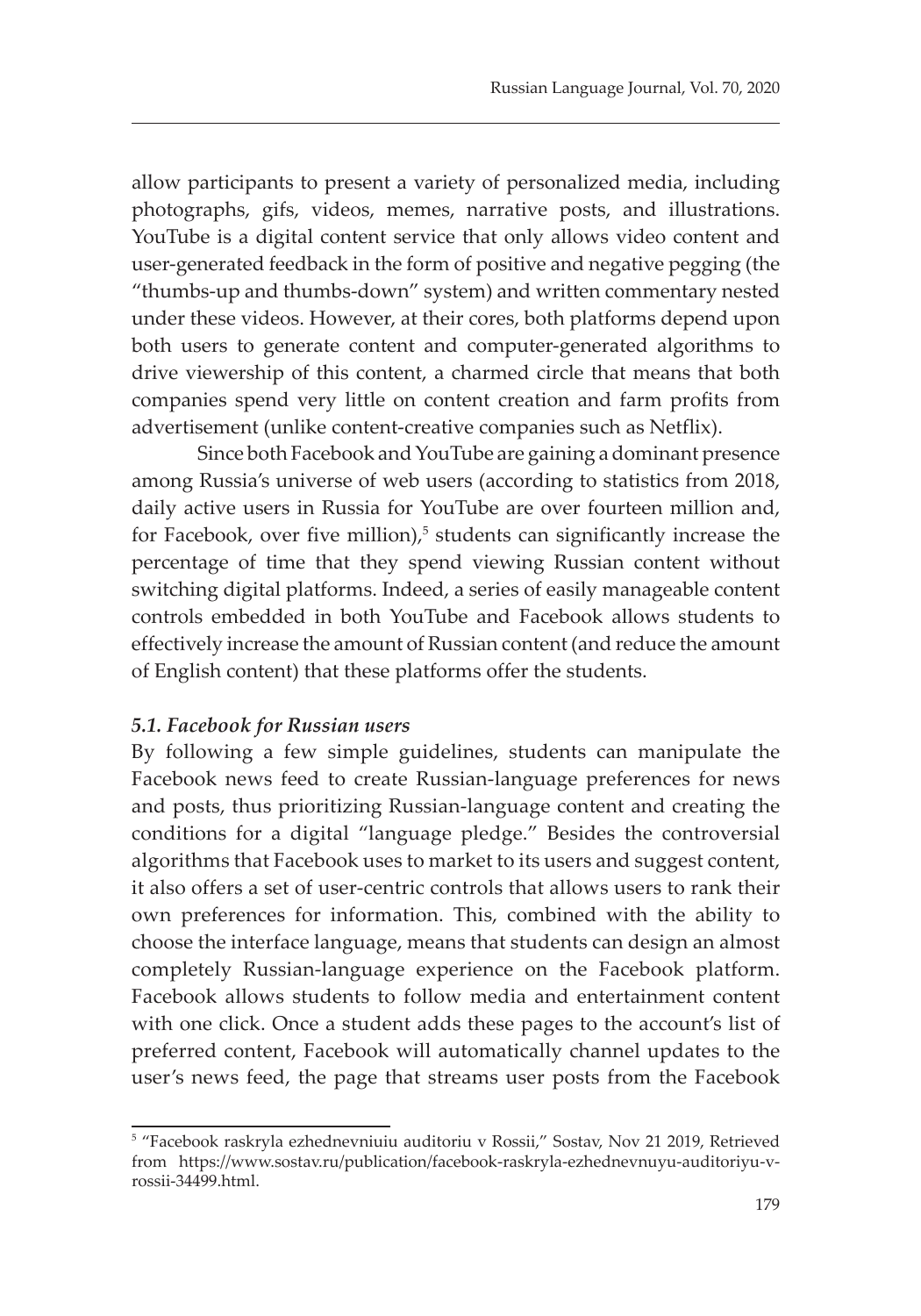allow participants to present a variety of personalized media, including photographs, gifs, videos, memes, narrative posts, and illustrations. YouTube is a digital content service that only allows video content and user-generated feedback in the form of positive and negative pegging (the "thumbs-up and thumbs-down" system) and written commentary nested under these videos. However, at their cores, both platforms depend upon both users to generate content and computer-generated algorithms to drive viewership of this content, a charmed circle that means that both companies spend very little on content creation and farm profits from advertisement (unlike content-creative companies such as Netflix).

Since both Facebook and YouTube are gaining a dominant presence among Russia's universe of web users (according to statistics from 2018, daily active users in Russia for YouTube are over fourteen million and, for Facebook, over five million),[5] students can significantly increase the percentage of time that they spend viewing Russian content without switching digital platforms. Indeed, a series of easily manageable content controls embedded in both YouTube and Facebook allows students to effectively increase the amount of Russian content (and reduce the amount of English content) that these platforms offer the students.

### *5.1. Facebook for Russian users*

By following a few simple guidelines, students can manipulate the Facebook news feed to create Russian-language preferences for news and posts, thus prioritizing Russian-language content and creating the conditions for a digital "language pledge." Besides the controversial algorithms that Facebook uses to market to its users and suggest content, it also offers a set of user-centric controls that allows users to rank their own preferences for information. This, combined with the ability to choose the interface language, means that students can design an almost completely Russian-language experience on the Facebook platform. Facebook allows students to follow media and entertainment content with one click. Once a student adds these pages to the account's list of preferred content, Facebook will automatically channel updates to the user's news feed, the page that streams user posts from the Facebook

---

[5] "Facebook raskryla ezhednevniuiu auditoriu v Rossii," Sostav, Nov 21 2019, Retrieved from https://www.sostav.ru/publication/facebook-raskryla-ezhednevnuyu-auditoriyu-v-rossii-34499.html.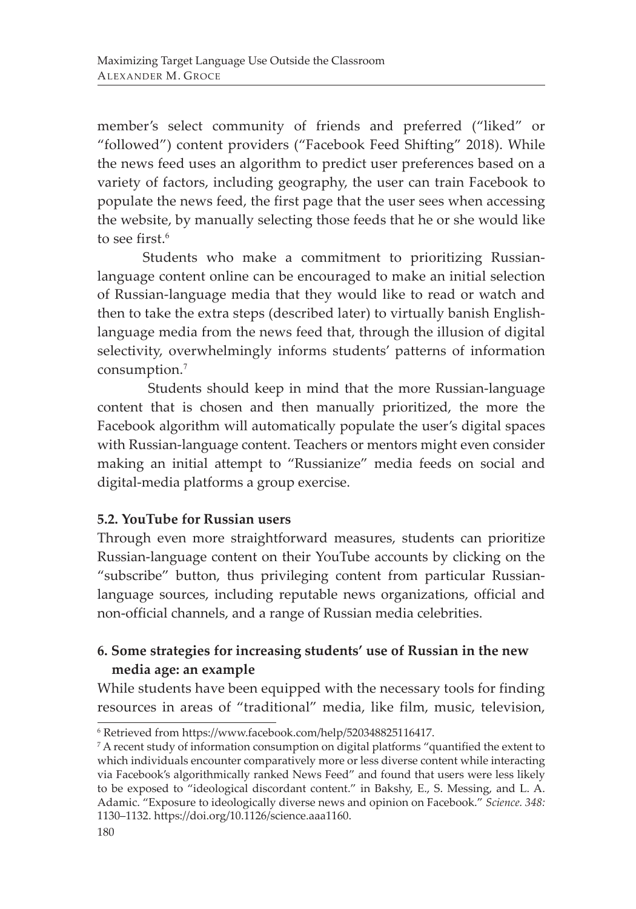member's select community of friends and preferred ("liked" or "followed") content providers ("Facebook Feed Shifting" 2018). While the news feed uses an algorithm to predict user preferences based on a variety of factors, including geography, the user can train Facebook to populate the news feed, the first page that the user sees when accessing the website, by manually selecting those feeds that he or she would like to see first.[6]

Students who make a commitment to prioritizing Russian-language content online can be encouraged to make an initial selection of Russian-language media that they would like to read or watch and then to take the extra steps (described later) to virtually banish English-language media from the news feed that, through the illusion of digital selectivity, overwhelmingly informs students' patterns of information consumption.[7]

Students should keep in mind that the more Russian-language content that is chosen and then manually prioritized, the more the Facebook algorithm will automatically populate the user's digital spaces with Russian-language content. Teachers or mentors might even consider making an initial attempt to "Russianize" media feeds on social and digital-media platforms a group exercise.

### 5.2. YouTube for Russian users

Through even more straightforward measures, students can prioritize Russian-language content on their YouTube accounts by clicking on the "subscribe" button, thus privileging content from particular Russian-language sources, including reputable news organizations, official and non-official channels, and a range of Russian media celebrities.

## 6. Some strategies for increasing students' use of Russian in the new media age: an example

While students have been equipped with the necessary tools for finding resources in areas of "traditional" media, like film, music, television,

---

[6] Retrieved from https://www.facebook.com/help/520348825116417.

[7] A recent study of information consumption on digital platforms "quantified the extent to which individuals encounter comparatively more or less diverse content while interacting via Facebook's algorithmically ranked News Feed" and found that users were less likely to be exposed to "ideological discordant content." in Bakshy, E., S. Messing, and L. A. Adamic. "Exposure to ideologically diverse news and opinion on Facebook." *Science. 348:* 1130–1132. https://doi.org/10.1126/science.aaa1160.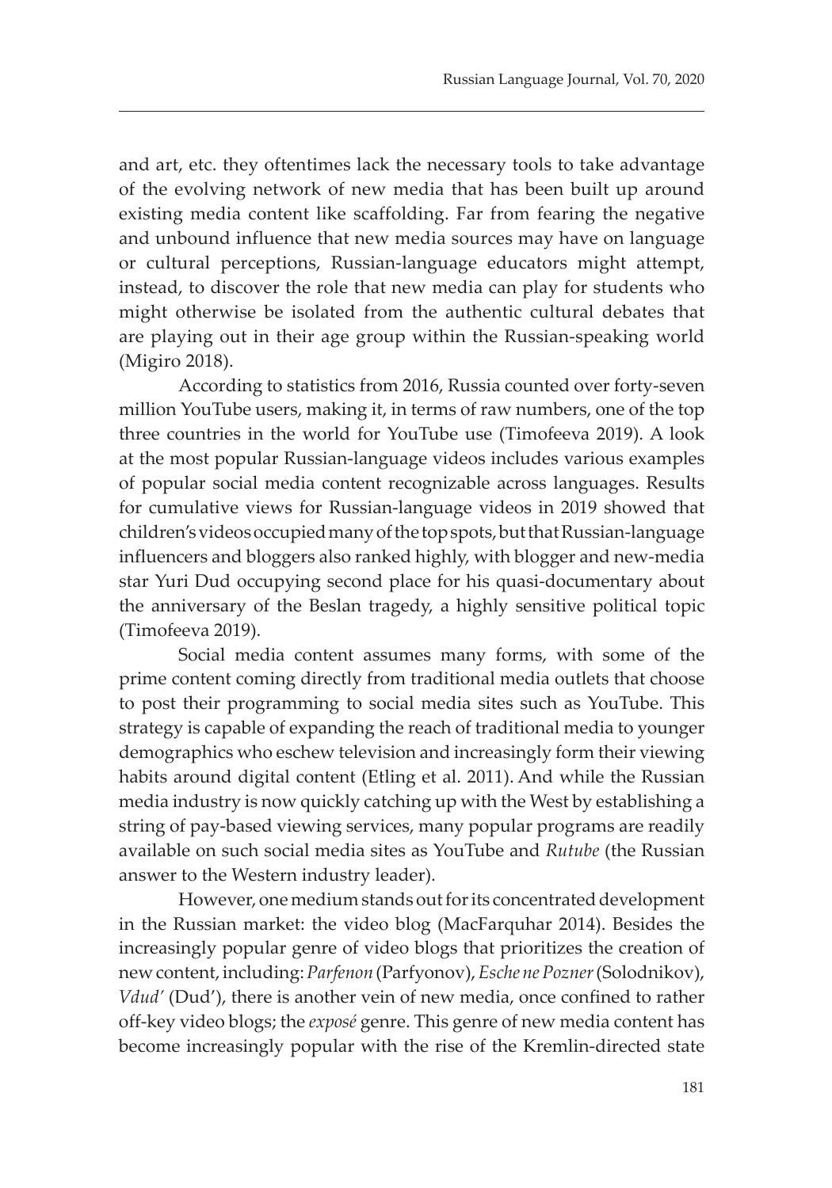and art, etc. they oftentimes lack the necessary tools to take advantage of the evolving network of new media that has been built up around existing media content like scaffolding. Far from fearing the negative and unbound influence that new media sources may have on language or cultural perceptions, Russian-language educators might attempt, instead, to discover the role that new media can play for students who might otherwise be isolated from the authentic cultural debates that are playing out in their age group within the Russian-speaking world (Migiro 2018).

According to statistics from 2016, Russia counted over forty-seven million YouTube users, making it, in terms of raw numbers, one of the top three countries in the world for YouTube use (Timofeeva 2019). A look at the most popular Russian-language videos includes various examples of popular social media content recognizable across languages. Results for cumulative views for Russian-language videos in 2019 showed that children's videos occupied many of the top spots, but that Russian-language influencers and bloggers also ranked highly, with blogger and new-media star Yuri Dud occupying second place for his quasi-documentary about the anniversary of the Beslan tragedy, a highly sensitive political topic (Timofeeva 2019).

Social media content assumes many forms, with some of the prime content coming directly from traditional media outlets that choose to post their programming to social media sites such as YouTube. This strategy is capable of expanding the reach of traditional media to younger demographics who eschew television and increasingly form their viewing habits around digital content (Etling et al. 2011). And while the Russian media industry is now quickly catching up with the West by establishing a string of pay-based viewing services, many popular programs are readily available on such social media sites as YouTube and *Rutube* (the Russian answer to the Western industry leader).

However, one medium stands out for its concentrated development in the Russian market: the video blog (MacFarquhar 2014). Besides the increasingly popular genre of video blogs that prioritizes the creation of new content, including: *Parfenon* (Parfyonov), *Esche ne Pozner* (Solodnikov), *Vdud'* (Dud'), there is another vein of new media, once confined to rather off-key video blogs; the *exposé* genre. This genre of new media content has become increasingly popular with the rise of the Kremlin-directed state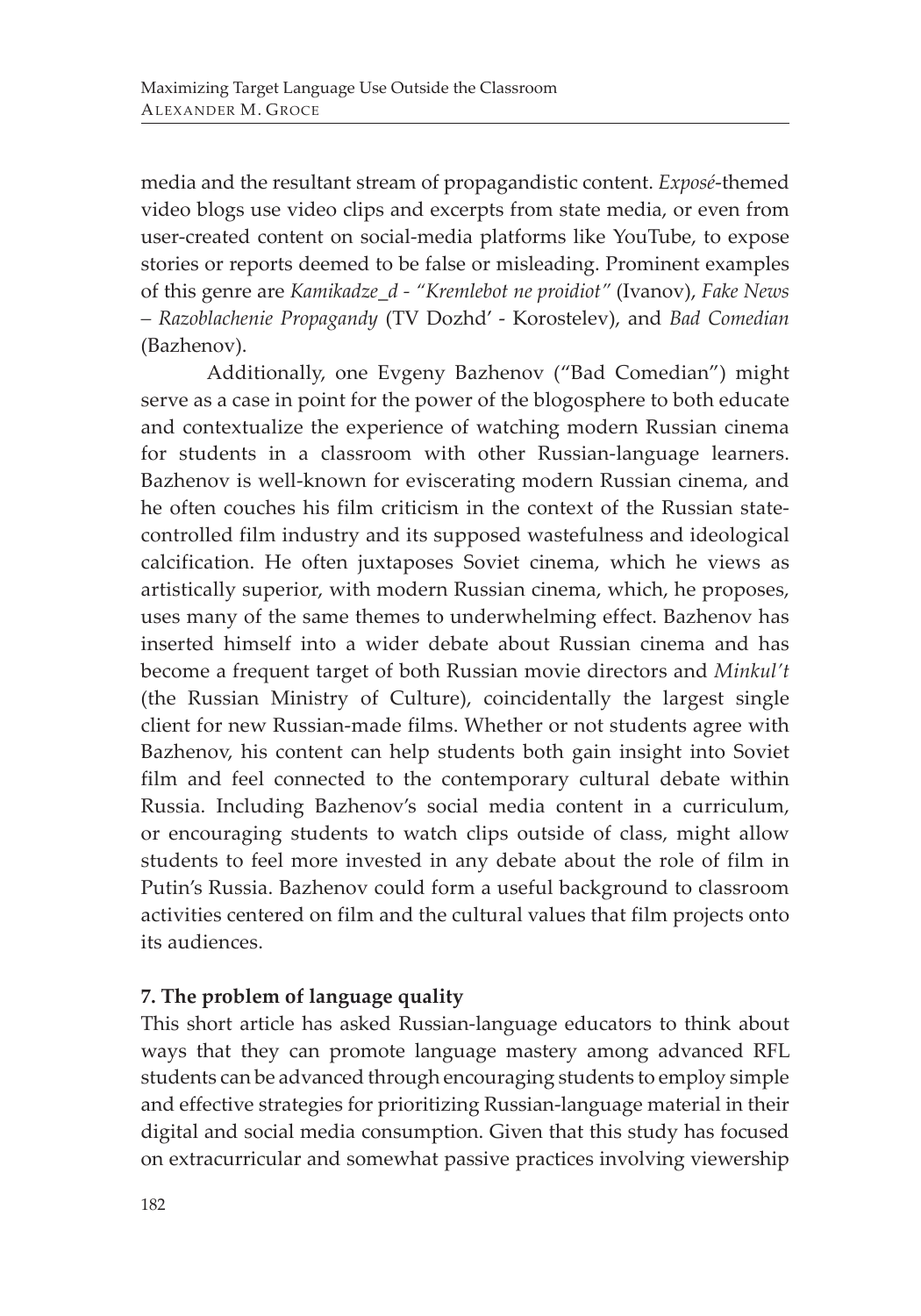media and the resultant stream of propagandistic content. *Exposé*-themed video blogs use video clips and excerpts from state media, or even from user-created content on social-media platforms like YouTube, to expose stories or reports deemed to be false or misleading. Prominent examples of this genre are *Kamikadze_d - "Kremlebot ne proidiot"* (Ivanov), *Fake News – Razoblachenie Propagandy* (TV Dozhd' - Korostelev), and *Bad Comedian* (Bazhenov).

Additionally, one Evgeny Bazhenov ("Bad Comedian") might serve as a case in point for the power of the blogosphere to both educate and contextualize the experience of watching modern Russian cinema for students in a classroom with other Russian-language learners. Bazhenov is well-known for eviscerating modern Russian cinema, and he often couches his film criticism in the context of the Russian state-controlled film industry and its supposed wastefulness and ideological calcification. He often juxtaposes Soviet cinema, which he views as artistically superior, with modern Russian cinema, which, he proposes, uses many of the same themes to underwhelming effect. Bazhenov has inserted himself into a wider debate about Russian cinema and has become a frequent target of both Russian movie directors and *Minkul't* (the Russian Ministry of Culture), coincidentally the largest single client for new Russian-made films. Whether or not students agree with Bazhenov, his content can help students both gain insight into Soviet film and feel connected to the contemporary cultural debate within Russia. Including Bazhenov's social media content in a curriculum, or encouraging students to watch clips outside of class, might allow students to feel more invested in any debate about the role of film in Putin's Russia. Bazhenov could form a useful background to classroom activities centered on film and the cultural values that film projects onto its audiences.

## 7. The problem of language quality

This short article has asked Russian-language educators to think about ways that they can promote language mastery among advanced RFL students can be advanced through encouraging students to employ simple and effective strategies for prioritizing Russian-language material in their digital and social media consumption. Given that this study has focused on extracurricular and somewhat passive practices involving viewership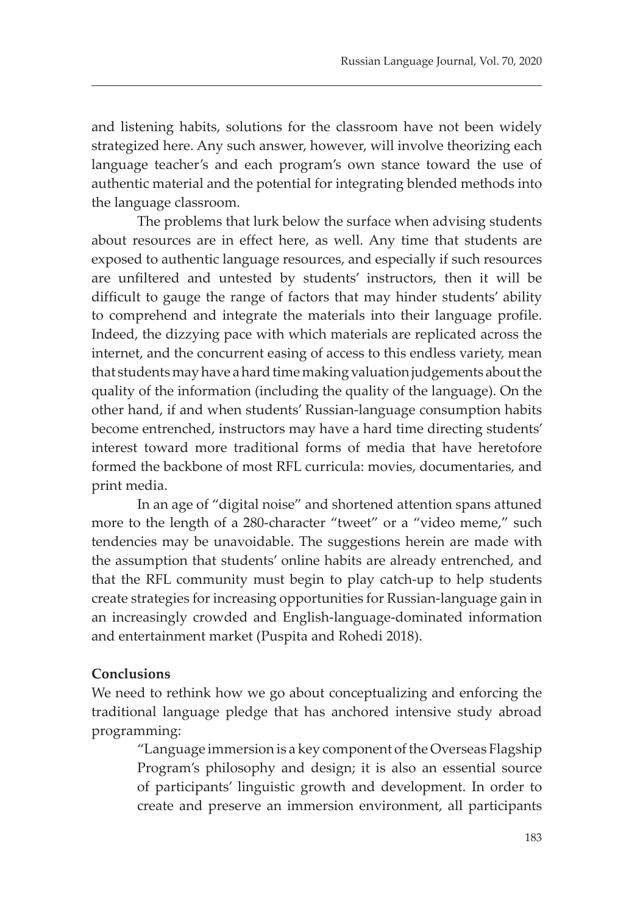and listening habits, solutions for the classroom have not been widely strategized here. Any such answer, however, will involve theorizing each language teacher's and each program's own stance toward the use of authentic material and the potential for integrating blended methods into the language classroom.

The problems that lurk below the surface when advising students about resources are in effect here, as well. Any time that students are exposed to authentic language resources, and especially if such resources are unfiltered and untested by students' instructors, then it will be difficult to gauge the range of factors that may hinder students' ability to comprehend and integrate the materials into their language profile. Indeed, the dizzying pace with which materials are replicated across the internet, and the concurrent easing of access to this endless variety, mean that students may have a hard time making valuation judgements about the quality of the information (including the quality of the language). On the other hand, if and when students' Russian-language consumption habits become entrenched, instructors may have a hard time directing students' interest toward more traditional forms of media that have heretofore formed the backbone of most RFL curricula: movies, documentaries, and print media.

In an age of "digital noise" and shortened attention spans attuned more to the length of a 280-character "tweet" or a "video meme," such tendencies may be unavoidable. The suggestions herein are made with the assumption that students' online habits are already entrenched, and that the RFL community must begin to play catch-up to help students create strategies for increasing opportunities for Russian-language gain in an increasingly crowded and English-language-dominated information and entertainment market (Puspita and Rohedi 2018).

**Conclusions**

We need to rethink how we go about conceptualizing and enforcing the traditional language pledge that has anchored intensive study abroad programming:

> "Language immersion is a key component of the Overseas Flagship Program's philosophy and design; it is also an essential source of participants' linguistic growth and development. In order to create and preserve an immersion environment, all participants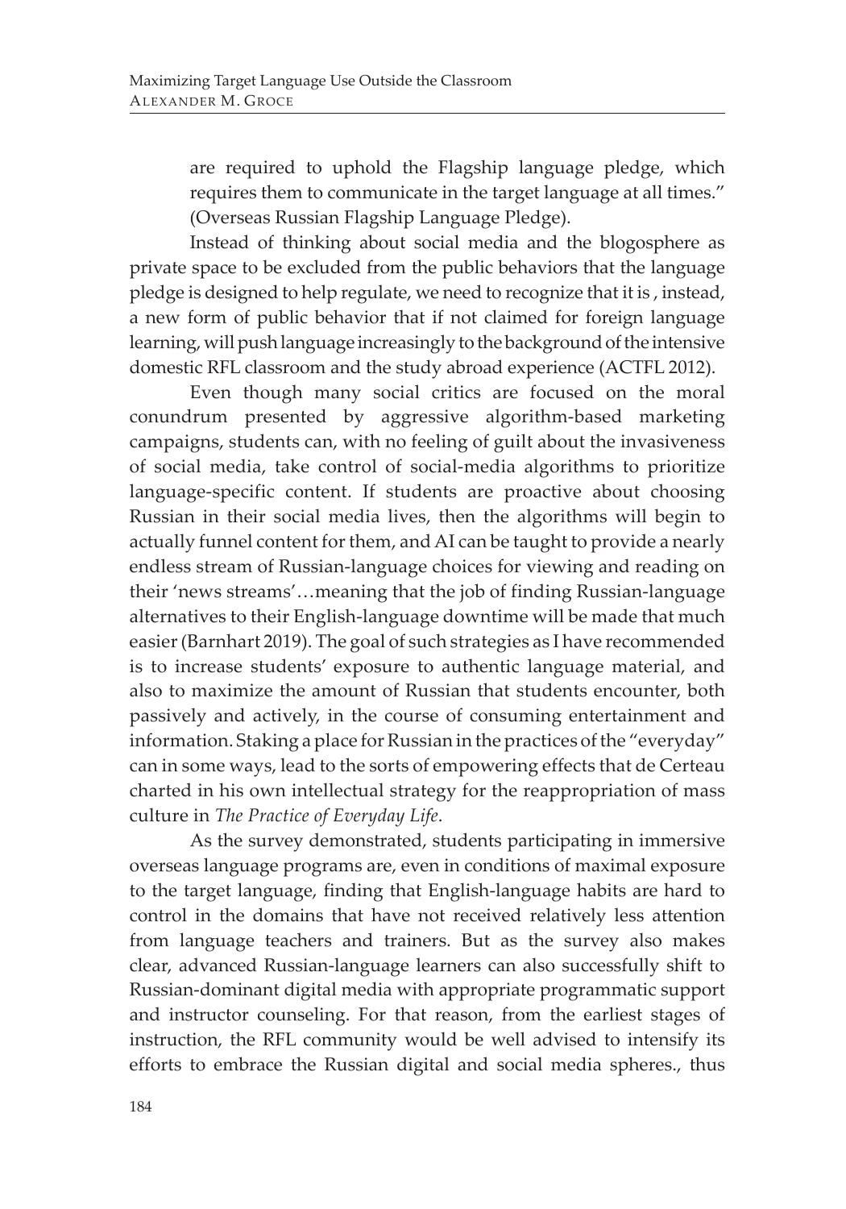are required to uphold the Flagship language pledge, which requires them to communicate in the target language at all times." (Overseas Russian Flagship Language Pledge).

Instead of thinking about social media and the blogosphere as private space to be excluded from the public behaviors that the language pledge is designed to help regulate, we need to recognize that it is , instead, a new form of public behavior that if not claimed for foreign language learning, will push language increasingly to the background of the intensive domestic RFL classroom and the study abroad experience (ACTFL 2012).

Even though many social critics are focused on the moral conundrum presented by aggressive algorithm-based marketing campaigns, students can, with no feeling of guilt about the invasiveness of social media, take control of social-media algorithms to prioritize language-specific content. If students are proactive about choosing Russian in their social media lives, then the algorithms will begin to actually funnel content for them, and AI can be taught to provide a nearly endless stream of Russian-language choices for viewing and reading on their 'news streams'…meaning that the job of finding Russian-language alternatives to their English-language downtime will be made that much easier (Barnhart 2019). The goal of such strategies as I have recommended is to increase students' exposure to authentic language material, and also to maximize the amount of Russian that students encounter, both passively and actively, in the course of consuming entertainment and information. Staking a place for Russian in the practices of the "everyday" can in some ways, lead to the sorts of empowering effects that de Certeau charted in his own intellectual strategy for the reappropriation of mass culture in *The Practice of Everyday Life*.

As the survey demonstrated, students participating in immersive overseas language programs are, even in conditions of maximal exposure to the target language, finding that English-language habits are hard to control in the domains that have not received relatively less attention from language teachers and trainers. But as the survey also makes clear, advanced Russian-language learners can also successfully shift to Russian-dominant digital media with appropriate programmatic support and instructor counseling. For that reason, from the earliest stages of instruction, the RFL community would be well advised to intensify its efforts to embrace the Russian digital and social media spheres., thus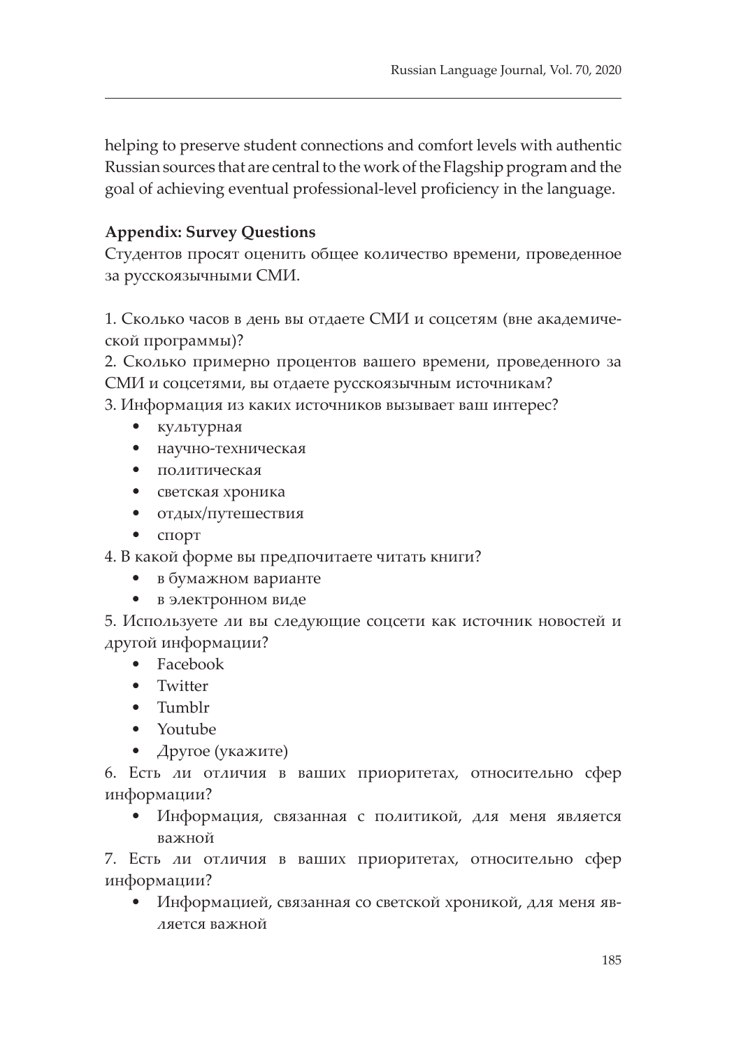helping to preserve student connections and comfort levels with authentic Russian sources that are central to the work of the Flagship program and the goal of achieving eventual professional-level proficiency in the language.

**Appendix: Survey Questions**

Студентов просят оценить общее количество времени, проведенное за русскоязычными СМИ.

1. Сколько часов в день вы отдаете СМИ и соцсетям (вне академической программы)?
2. Сколько примерно процентов вашего времени, проведенного за СМИ и соцсетями, вы отдаете русскоязычным источникам?
3. Информация из каких источников вызывает ваш интерес?
   - культурная
   - научно-техническая
   - политическая
   - светская хроника
   - отдых/путешествия
   - спорт
4. В какой форме вы предпочитаете читать книги?
   - в бумажном варианте
   - в электронном виде
5. Используете ли вы следующие соцсети как источник новостей и другой информации?
   - Facebook
   - Twitter
   - Tumblr
   - Youtube
   - Другое (укажите)
6. Есть ли отличия в ваших приоритетах, относительно сфер информации?
   - Информация, связанная с политикой, для меня является важной
7. Есть ли отличия в ваших приоритетах, относительно сфер информации?
   - Информацией, связанная со светской хроникой, для меня является важной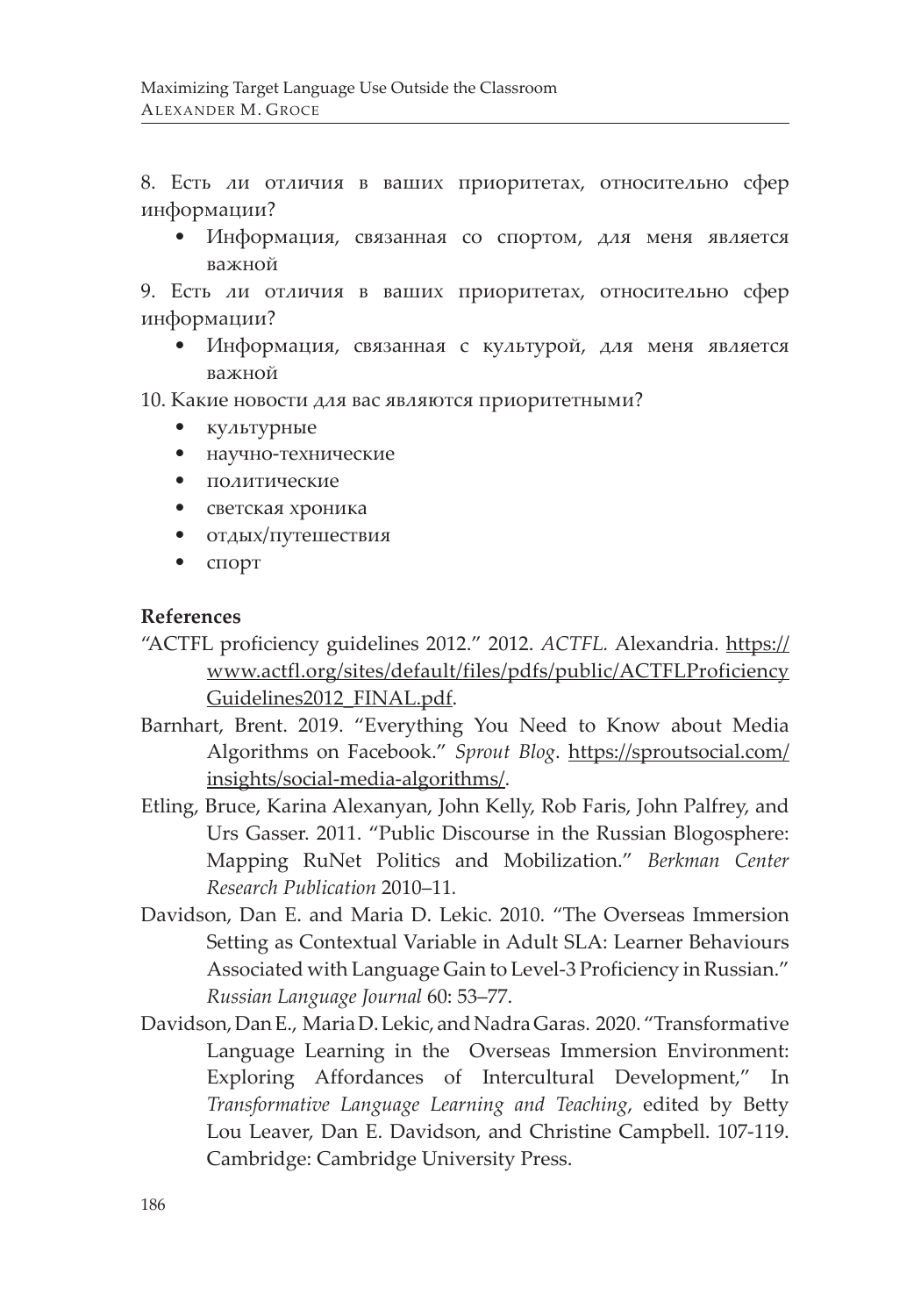8. Есть ли отличия в ваших приоритетах, относительно сфер информации?

- Информация, связанная со спортом, для меня является важной

9. Есть ли отличия в ваших приоритетах, относительно сфер информации?

- Информация, связанная с культурой, для меня является важной

10. Какие новости для вас являются приоритетными?

- культурные
- научно-технические
- политические
- светская хроника
- отдых/путешествия
- спорт

**References**

"ACTFL proficiency guidelines 2012." 2012. *ACTFL*. Alexandria. https://www.actfl.org/sites/default/files/pdfs/public/ACTFLProficiencyGuidelines2012_FINAL.pdf.

Barnhart, Brent. 2019. "Everything You Need to Know about Media Algorithms on Facebook." *Sprout Blog*. https://sproutsocial.com/insights/social-media-algorithms/.

Etling, Bruce, Karina Alexanyan, John Kelly, Rob Faris, John Palfrey, and Urs Gasser. 2011. "Public Discourse in the Russian Blogosphere: Mapping RuNet Politics and Mobilization." *Berkman Center Research Publication* 2010–11.

Davidson, Dan E. and Maria D. Lekic. 2010. "The Overseas Immersion Setting as Contextual Variable in Adult SLA: Learner Behaviours Associated with Language Gain to Level-3 Proficiency in Russian." *Russian Language Journal* 60: 53–77.

Davidson, Dan E., Maria D. Lekic, and Nadra Garas. 2020. "Transformative Language Learning in the Overseas Immersion Environment: Exploring Affordances of Intercultural Development," In *Transformative Language Learning and Teaching*, edited by Betty Lou Leaver, Dan E. Davidson, and Christine Campbell. 107-119. Cambridge: Cambridge University Press.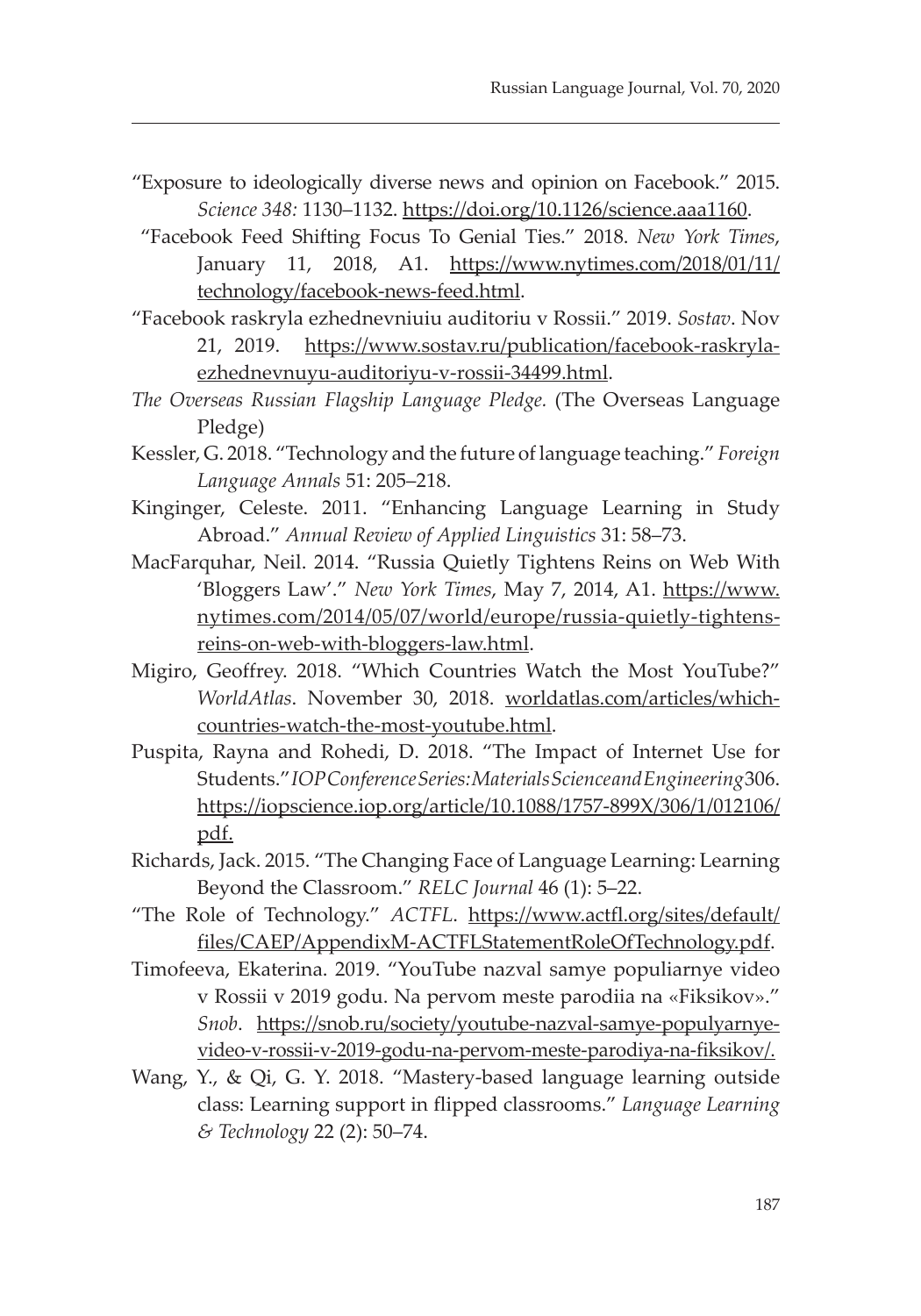"Exposure to ideologically diverse news and opinion on Facebook." 2015. *Science 348:* 1130–1132. https://doi.org/10.1126/science.aaa1160.

"Facebook Feed Shifting Focus To Genial Ties." 2018. *New York Times*, January 11, 2018, A1. https://www.nytimes.com/2018/01/11/technology/facebook-news-feed.html.

"Facebook raskryla ezhednevniuiu auditoriu v Rossii." 2019. *Sostav*. Nov 21, 2019. https://www.sostav.ru/publication/facebook-raskryla-ezhednevnuyu-auditoriyu-v-rossii-34499.html.

*The Overseas Russian Flagship Language Pledge*. (The Overseas Language Pledge)

Kessler, G. 2018. "Technology and the future of language teaching." *Foreign Language Annals* 51: 205–218.

Kinginger, Celeste. 2011. "Enhancing Language Learning in Study Abroad." *Annual Review of Applied Linguistics* 31: 58–73.

MacFarquhar, Neil. 2014. "Russia Quietly Tightens Reins on Web With 'Bloggers Law'." *New York Times*, May 7, 2014, A1. https://www.nytimes.com/2014/05/07/world/europe/russia-quietly-tightens-reins-on-web-with-bloggers-law.html.

Migiro, Geoffrey. 2018. "Which Countries Watch the Most YouTube?" *WorldAtlas*. November 30, 2018. worldatlas.com/articles/which-countries-watch-the-most-youtube.html.

Puspita, Rayna and Rohedi, D. 2018. "The Impact of Internet Use for Students." *IOP Conference Series: Materials Science and Engineering* 306. https://iopscience.iop.org/article/10.1088/1757-899X/306/1/012106/pdf.

Richards, Jack. 2015. "The Changing Face of Language Learning: Learning Beyond the Classroom." *RELC Journal* 46 (1): 5–22.

"The Role of Technology." *ACTFL*. https://www.actfl.org/sites/default/files/CAEP/AppendixM-ACTFLStatementRoleOfTechnology.pdf.

Timofeeva, Ekaterina. 2019. "YouTube nazval samye populiarnye video v Rossii v 2019 godu. Na pervom meste parodiia na «Fiksikov»." *Snob*. https://snob.ru/society/youtube-nazval-samye-populyarnye-video-v-rossii-v-2019-godu-na-pervom-meste-parodiya-na-fiksikov/.

Wang, Y., & Qi, G. Y. 2018. "Mastery-based language learning outside class: Learning support in flipped classrooms." *Language Learning & Technology* 22 (2): 50–74.